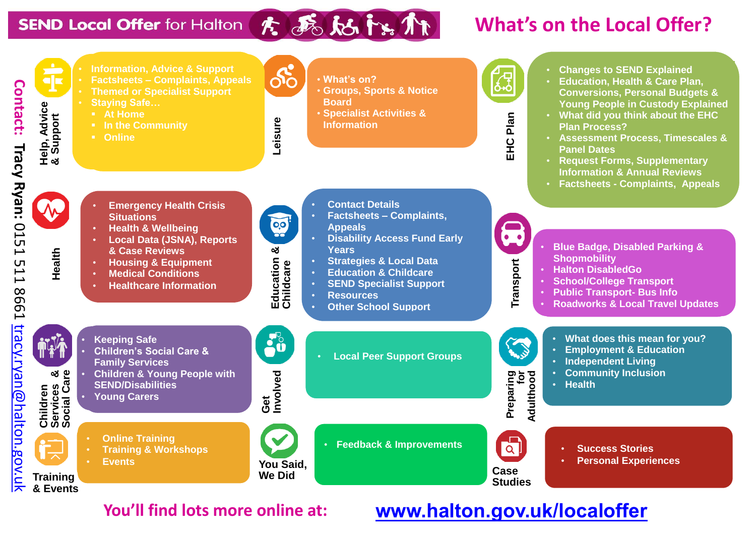# SEND Local Offer for Halton

## What's on the Local Offer?

**Contact: Tracy Ryan:** 0151 511 8661 tracy.ryan@halton.gov.uk

### Help, Advice & Support

- Information, Advice & Support
- Factsheets – Complaints, Appeals
- Themed or Specialist Support
- Staying Safe…
  - At Home
  - In the Community
  - Online

### Leisure

- What's on?
- Groups, Sports & Notice Board
- Specialist Activities & Information

### EHC Plan

- Changes to SEND Explained
- Education, Health & Care Plan, Conversions, Personal Budgets & Young People in Custody Explained
- What did you think about the EHC Plan Process?
- Assessment Process, Timescales & Panel Dates
- Request Forms, Supplementary Information & Annual Reviews
- Factsheets - Complaints, Appeals

### Health

- Emergency Health Crisis Situations
- Health & Wellbeing
- Local Data (JSNA), Reports & Case Reviews
- Housing & Equipment
- Medical Conditions
- Healthcare Information

### Education & Childcare

- Contact Details
- Factsheets – Complaints, Appeals
- Disability Access Fund Early Years
- Strategies & Local Data
- Education & Childcare
- SEND Specialist Support
- Resources
- Other School Support

### Transport

- Blue Badge, Disabled Parking & Shopmobility
- Halton DisabledGo
- School/College Transport
- Public Transport- Bus Info
- Roadworks & Local Travel Updates

### Children Services & Social Care

- Keeping Safe
- Children's Social Care & Family Services
- Children & Young People with SEND/Disabilities
- Young Carers

### Get Involved

- Local Peer Support Groups

### Preparing for Adulthood

- What does this mean for you?
- Employment & Education
- Independent Living
- Community Inclusion
- Health

### Training & Events

- Online Training
- Training & Workshops
- Events

### You Said, We Did

- Feedback & Improvements

### Case Studies

- Success Stories
- Personal Experiences

**You'll find lots more online at:** www.halton.gov.uk/localoffer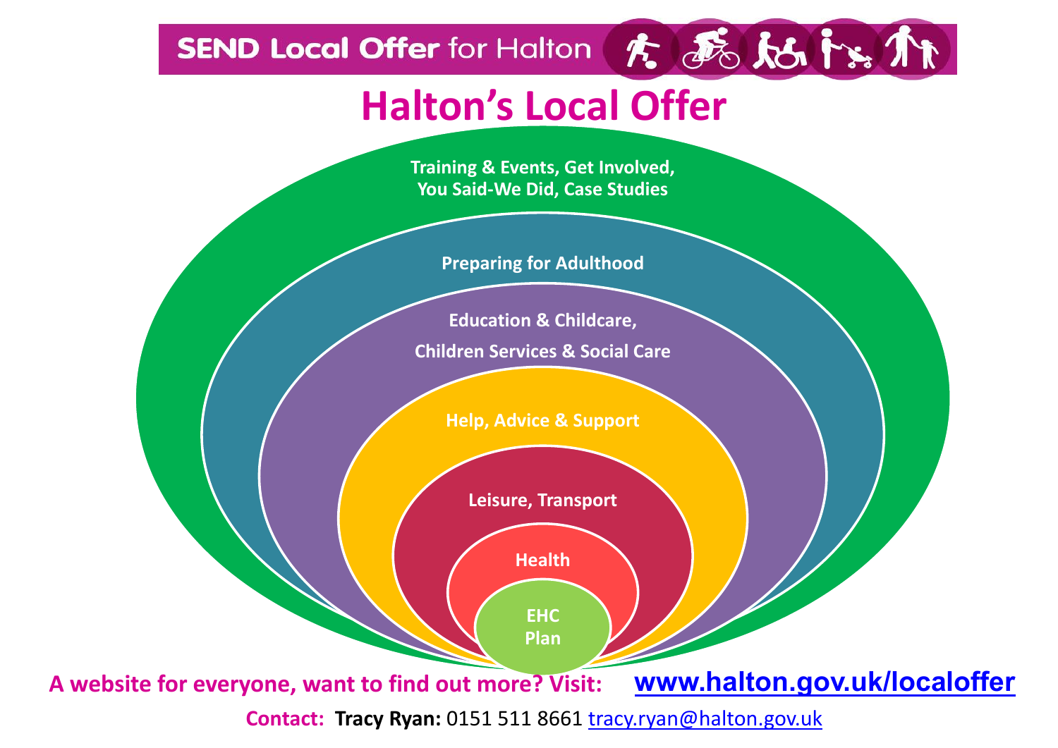SEND Local Offer for Halton

# Halton's Local Offer

Training & Events, Get Involved,
You Said-We Did, Case Studies

Preparing for Adulthood

Education & Childcare,
Children Services & Social Care

Help, Advice & Support

Leisure, Transport

Health

EHC
Plan

**A website for everyone, want to find out more? Visit: www.halton.gov.uk/localoffer**

**Contact: Tracy Ryan:** 0151 511 8661 tracy.ryan@halton.gov.uk